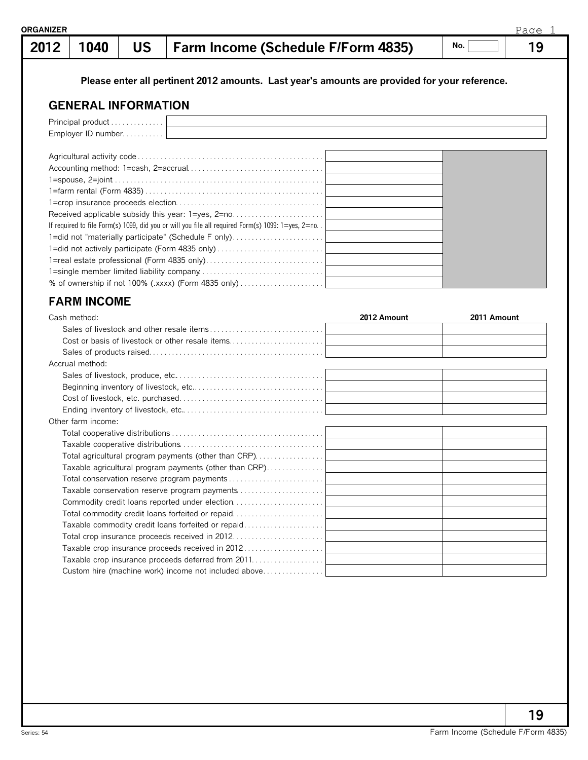ORGANIZER

| 2012 | 1040 | US | Farm Income (Schedule F/Form 4835) | No. | 19 |
|---|---|---|---|---|---|

**Please enter all pertinent 2012 amounts. Last year's amounts are provided for your reference.**

## GENERAL INFORMATION

| | |
|---|---|
| Principal product | |
| Employer ID number | |

| | |
|---|---|
| Agricultural activity code | |
| Accounting method: 1=cash, 2=accrual | |
| 1=spouse, 2=joint | |
| 1=farm rental (Form 4835) | |
| 1=crop insurance proceeds election | |
| Received applicable subsidy this year: 1=yes, 2=no | |
| If required to file Form(s) 1099, did you or will you file all required Form(s) 1099: 1=yes, 2=no | |
| 1=did not "materially participate" (Schedule F only) | |
| 1=did not actively participate (Form 4835 only) | |
| 1=real estate professional (Form 4835 only) | |
| 1=single member limited liability company | |
| % of ownership if not 100% (.xxxx) (Form 4835 only) | |

## FARM INCOME

| | 2012 Amount | 2011 Amount |
|---|---|---|
| Cash method: | | |
| Sales of livestock and other resale items | | |
| Cost or basis of livestock or other resale items | | |
| Sales of products raised | | |
| Accrual method: | | |
| Sales of livestock, produce, etc. | | |
| Beginning inventory of livestock, etc. | | |
| Cost of livestock, etc. purchased | | |
| Ending inventory of livestock, etc. | | |
| Other farm income: | | |
| Total cooperative distributions | | |
| Taxable cooperative distributions | | |
| Total agricultural program payments (other than CRP) | | |
| Taxable agricultural program payments (other than CRP) | | |
| Total conservation reserve program payments | | |
| Taxable conservation reserve program payments | | |
| Commodity credit loans reported under election | | |
| Total commodity credit loans forfeited or repaid | | |
| Taxable commodity credit loans forfeited or repaid | | |
| Total crop insurance proceeds received in 2012 | | |
| Taxable crop insurance proceeds received in 2012 | | |
| Taxable crop insurance proceeds deferred from 2011 | | |
| Custom hire (machine work) income not included above | | |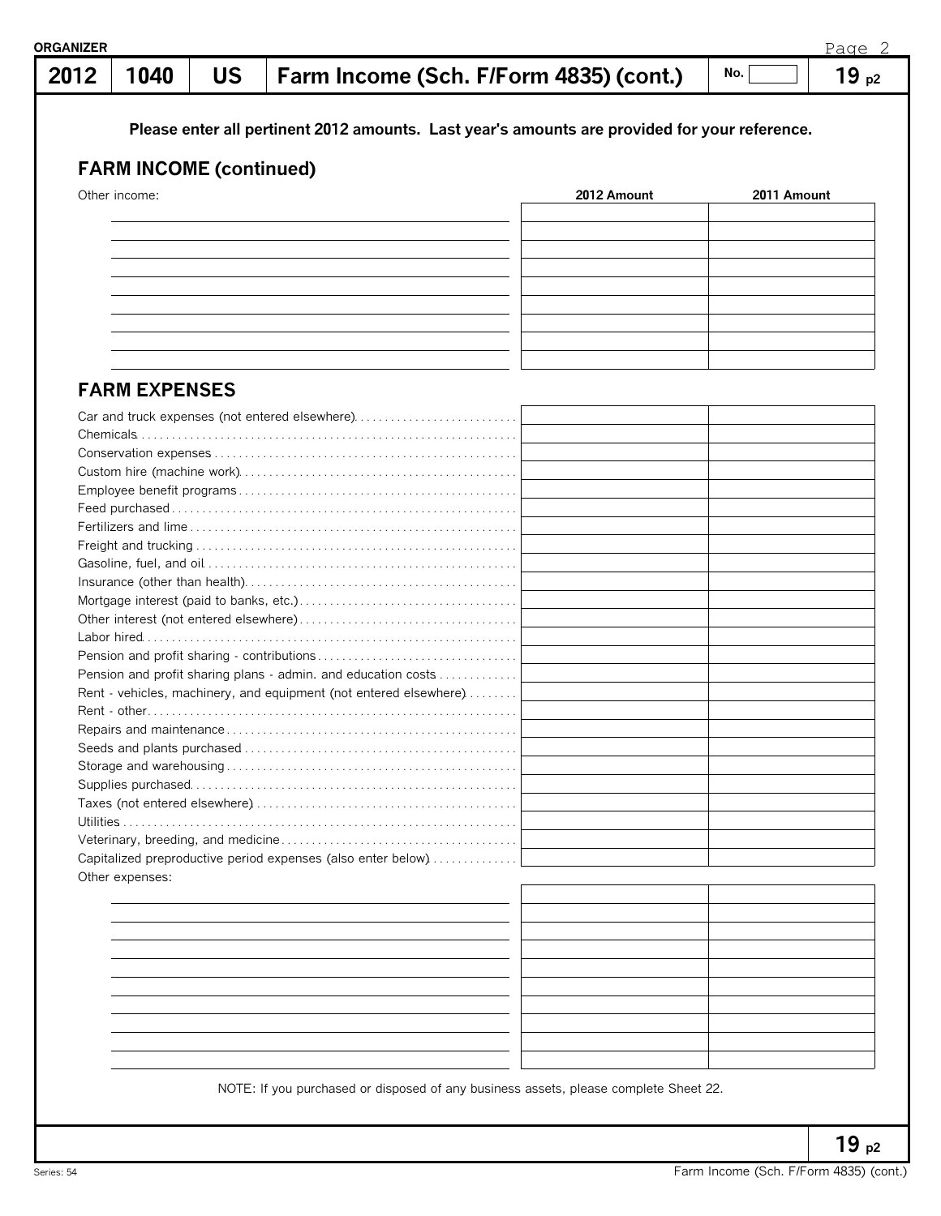**ORGANIZER**

| 2012 | 1040 | US | Farm Income (Sch. F/Form 4835) (cont.) | No. | 19 p2 |
|---|---|---|---|---|---|

**Please enter all pertinent 2012 amounts. Last year's amounts are provided for your reference.**

## FARM INCOME (continued)

| Other income: | 2012 Amount | 2011 Amount |
|---|---|---|
| | | |
| | | |
| | | |
| | | |
| | | |
| | | |
| | | |
| | | |
| | | |

## FARM EXPENSES

| | 2012 Amount | 2011 Amount |
|---|---|---|
| Car and truck expenses (not entered elsewhere) | | |
| Chemicals | | |
| Conservation expenses | | |
| Custom hire (machine work) | | |
| Employee benefit programs | | |
| Feed purchased | | |
| Fertilizers and lime | | |
| Freight and trucking | | |
| Gasoline, fuel, and oil | | |
| Insurance (other than health) | | |
| Mortgage interest (paid to banks, etc.) | | |
| Other interest (not entered elsewhere) | | |
| Labor hired | | |
| Pension and profit sharing - contributions | | |
| Pension and profit sharing plans - admin. and education costs | | |
| Rent - vehicles, machinery, and equipment (not entered elsewhere) | | |
| Rent - other | | |
| Repairs and maintenance | | |
| Seeds and plants purchased | | |
| Storage and warehousing | | |
| Supplies purchased | | |
| Taxes (not entered elsewhere) | | |
| Utilities | | |
| Veterinary, breeding, and medicine | | |
| Capitalized preproductive period expenses (also enter below) | | |

| Other expenses: | 2012 Amount | 2011 Amount |
|---|---|---|
| | | |
| | | |
| | | |
| | | |
| | | |
| | | |
| | | |
| | | |
| | | |
| | | |

NOTE: If you purchased or disposed of any business assets, please complete Sheet 22.

19 p2

Series: 54